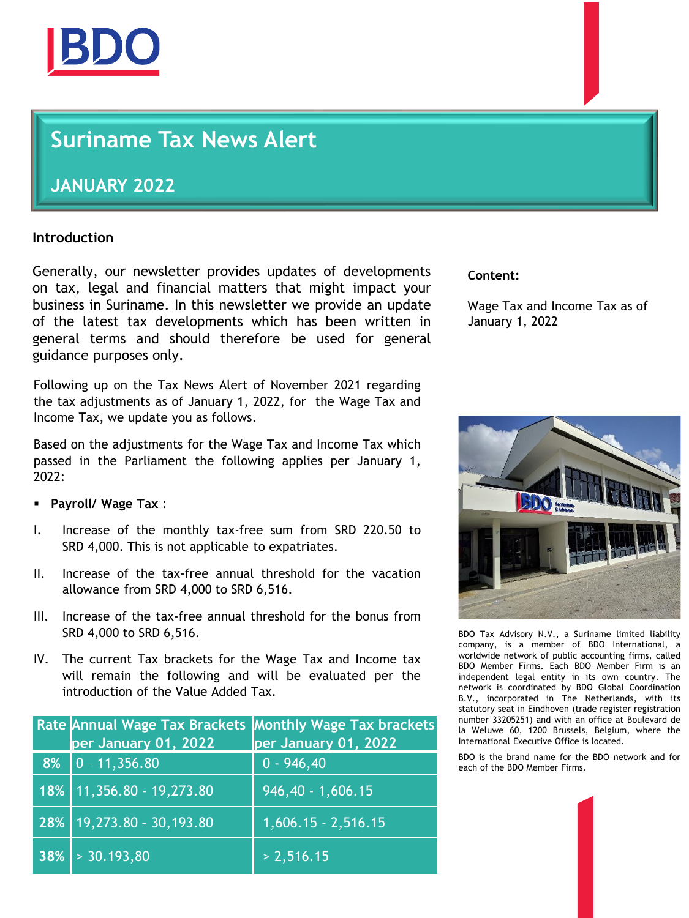# Suriname Tax News Alert

## JANUARY 2022

### Introduction

Generally, our newsletter provides updates of developments on tax, legal and financial matters that might impact your business in Suriname. In this newsletter we provide an update of the latest tax developments which has been written in general terms and should therefore be used for general guidance purposes only.

Following up on the Tax News Alert of November 2021 regarding the tax adjustments as of January 1, 2022, for the Wage Tax and Income Tax, we update you as follows.

Based on the adjustments for the Wage Tax and Income Tax which passed in the Parliament the following applies per January 1, 2022:

- **Payroll/ Wage Tax** :

I. Increase of the monthly tax-free sum from SRD 220.50 to SRD 4,000. This is not applicable to expatriates.

II. Increase of the tax-free annual threshold for the vacation allowance from SRD 4,000 to SRD 6,516.

III. Increase of the tax-free annual threshold for the bonus from SRD 4,000 to SRD 6,516.

IV. The current Tax brackets for the Wage Tax and Income tax will remain the following and will be evaluated per the introduction of the Value Added Tax.

| Rate | Annual Wage Tax Brackets per January 01, 2022 | Monthly Wage Tax brackets per January 01, 2022 |
|---|---|---|
| 8% | 0 – 11,356.80 | 0 - 946,40 |
| 18% | 11,356.80 - 19,273.80 | 946,40 - 1,606.15 |
| 28% | 19,273.80 – 30,193.80 | 1,606.15 - 2,516.15 |
| 38% | > 30.193,80 | > 2,516.15 |

**Content:**

Wage Tax and Income Tax as of January 1, 2022

BDO Tax Advisory N.V., a Suriname limited liability company, is a member of BDO International, a worldwide network of public accounting firms, called BDO Member Firms. Each BDO Member Firm is an independent legal entity in its own country. The network is coordinated by BDO Global Coordination B.V., incorporated in The Netherlands, with its statutory seat in Eindhoven (trade register registration number 33205251) and with an office at Boulevard de la Weluwe 60, 1200 Brussels, Belgium, where the International Executive Office is located.

BDO is the brand name for the BDO network and for each of the BDO Member Firms.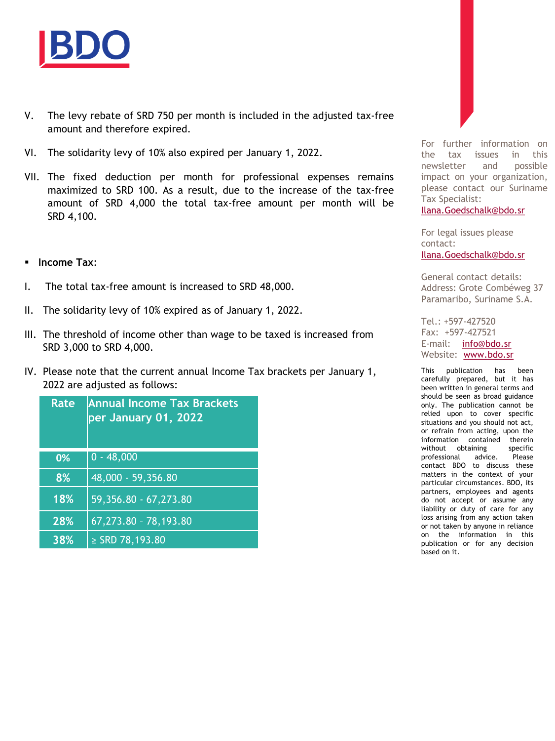V. The levy rebate of SRD 750 per month is included in the adjusted tax-free amount and therefore expired.

VI. The solidarity levy of 10% also expired per January 1, 2022.

VII. The fixed deduction per month for professional expenses remains maximized to SRD 100. As a result, due to the increase of the tax-free amount of SRD 4,000 the total tax-free amount per month will be SRD 4,100.

- **Income Tax**:

I. The total tax-free amount is increased to SRD 48,000.

II. The solidarity levy of 10% expired as of January 1, 2022.

III. The threshold of income other than wage to be taxed is increased from SRD 3,000 to SRD 4,000.

IV. Please note that the current annual Income Tax brackets per January 1, 2022 are adjusted as follows:

| Rate | Annual Income Tax Brackets per January 01, 2022 |
|---|---|
| 0% | 0 - 48,000 |
| 8% | 48,000 - 59,356.80 |
| 18% | 59,356.80 - 67,273.80 |
| 28% | 67,273.80 – 78,193.80 |
| 38% | ≥ SRD 78,193.80 |

For further information on the tax issues in this newsletter and possible impact on your organization, please contact our Suriname Tax Specialist:
Ilana.Goedschalk@bdo.sr

For legal issues please contact:
Ilana.Goedschalk@bdo.sr

General contact details:
Address: Grote Combéweg 37
Paramaribo, Suriname S.A.

Tel.: +597-427520
Fax: +597-427521
E-mail: info@bdo.sr
Website: www.bdo.sr

This publication has been carefully prepared, but it has been written in general terms and should be seen as broad guidance only. The publication cannot be relied upon to cover specific situations and you should not act, or refrain from acting, upon the information contained therein without obtaining specific professional advice. Please contact BDO to discuss these matters in the context of your particular circumstances. BDO, its partners, employees and agents do not accept or assume any liability or duty of care for any loss arising from any action taken or not taken by anyone in reliance on the information in this publication or for any decision based on it.